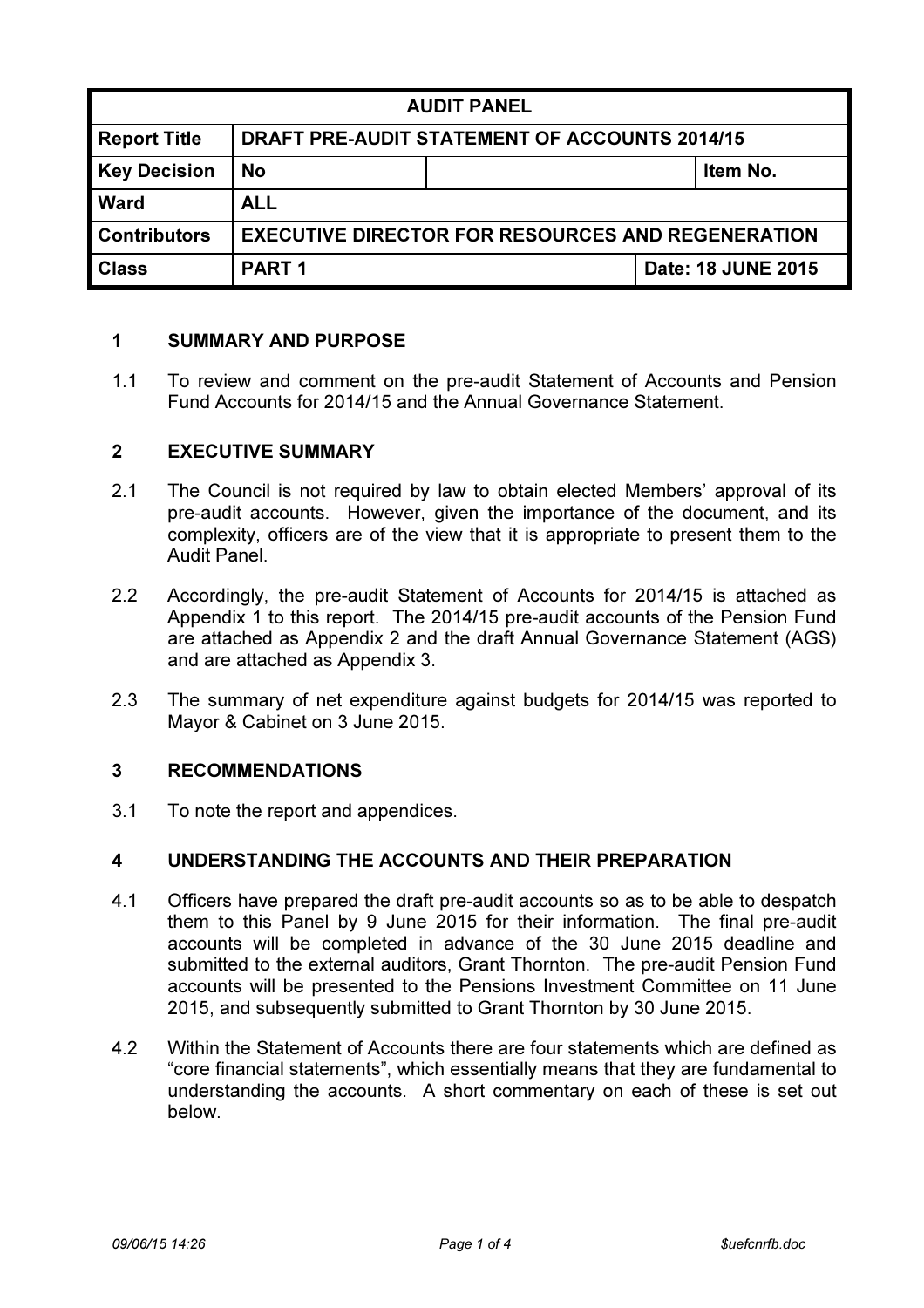| AUDIT PANEL | | | |
|---|---|---|---|
| **Report Title** | **DRAFT PRE-AUDIT STATEMENT OF ACCOUNTS 2014/15** | | |
| **Key Decision** | **No** | | **Item No.** |
| **Ward** | **ALL** | | |
| **Contributors** | **EXECUTIVE DIRECTOR FOR RESOURCES AND REGENERATION** | | |
| **Class** | **PART 1** | | **Date: 18 JUNE 2015** |

## 1 SUMMARY AND PURPOSE

1.1 To review and comment on the pre-audit Statement of Accounts and Pension Fund Accounts for 2014/15 and the Annual Governance Statement.

## 2 EXECUTIVE SUMMARY

2.1 The Council is not required by law to obtain elected Members' approval of its pre-audit accounts. However, given the importance of the document, and its complexity, officers are of the view that it is appropriate to present them to the Audit Panel.

2.2 Accordingly, the pre-audit Statement of Accounts for 2014/15 is attached as Appendix 1 to this report. The 2014/15 pre-audit accounts of the Pension Fund are attached as Appendix 2 and the draft Annual Governance Statement (AGS) and are attached as Appendix 3.

2.3 The summary of net expenditure against budgets for 2014/15 was reported to Mayor & Cabinet on 3 June 2015.

## 3 RECOMMENDATIONS

3.1 To note the report and appendices.

## 4 UNDERSTANDING THE ACCOUNTS AND THEIR PREPARATION

4.1 Officers have prepared the draft pre-audit accounts so as to be able to despatch them to this Panel by 9 June 2015 for their information. The final pre-audit accounts will be completed in advance of the 30 June 2015 deadline and submitted to the external auditors, Grant Thornton. The pre-audit Pension Fund accounts will be presented to the Pensions Investment Committee on 11 June 2015, and subsequently submitted to Grant Thornton by 30 June 2015.

4.2 Within the Statement of Accounts there are four statements which are defined as "core financial statements", which essentially means that they are fundamental to understanding the accounts. A short commentary on each of these is set out below.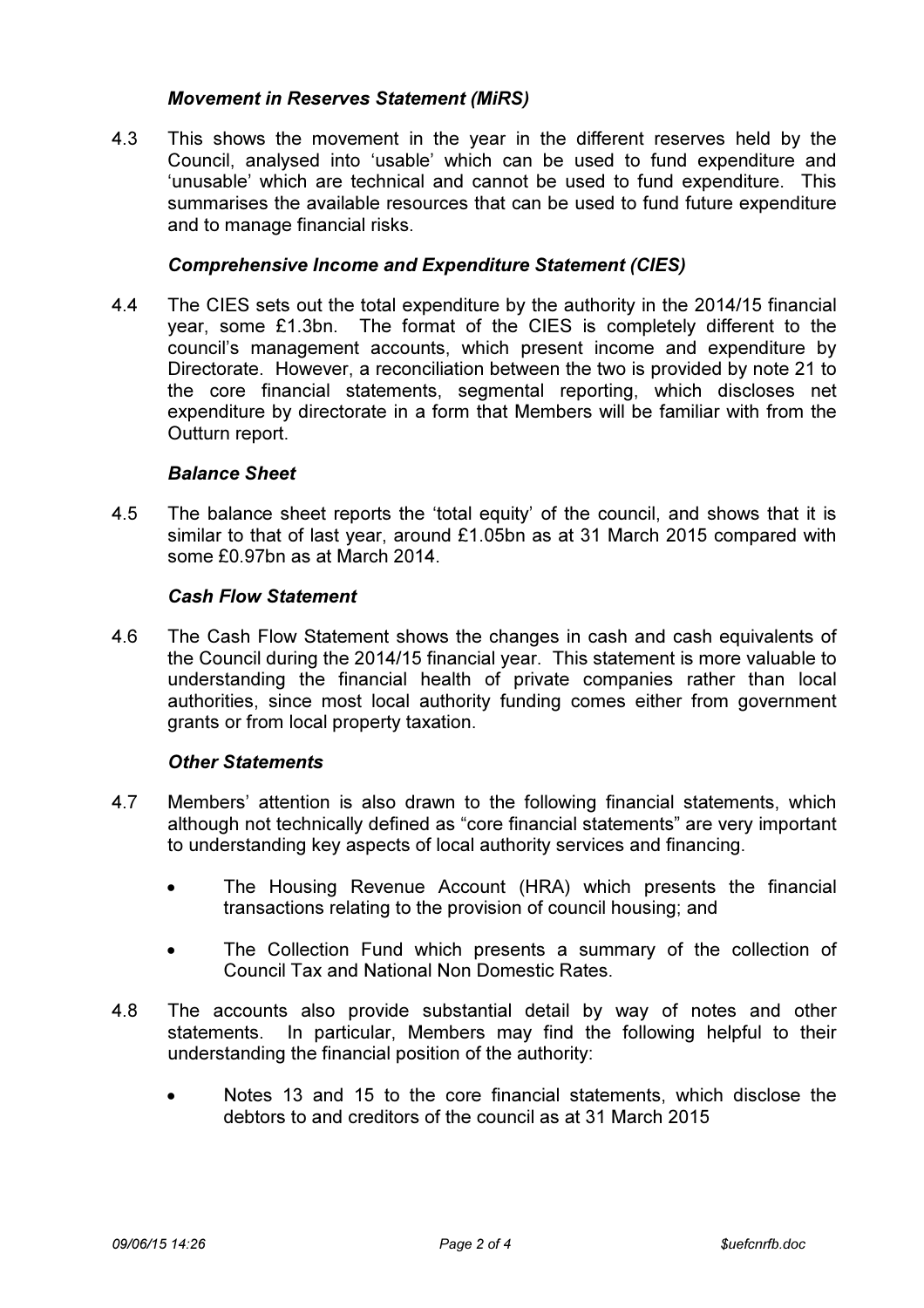### *Movement in Reserves Statement (MiRS)*

4.3 This shows the movement in the year in the different reserves held by the Council, analysed into 'usable' which can be used to fund expenditure and 'unusable' which are technical and cannot be used to fund expenditure. This summarises the available resources that can be used to fund future expenditure and to manage financial risks.

### *Comprehensive Income and Expenditure Statement (CIES)*

4.4 The CIES sets out the total expenditure by the authority in the 2014/15 financial year, some £1.3bn. The format of the CIES is completely different to the council's management accounts, which present income and expenditure by Directorate. However, a reconciliation between the two is provided by note 21 to the core financial statements, segmental reporting, which discloses net expenditure by directorate in a form that Members will be familiar with from the Outturn report.

### *Balance Sheet*

4.5 The balance sheet reports the 'total equity' of the council, and shows that it is similar to that of last year, around £1.05bn as at 31 March 2015 compared with some £0.97bn as at March 2014.

### *Cash Flow Statement*

4.6 The Cash Flow Statement shows the changes in cash and cash equivalents of the Council during the 2014/15 financial year. This statement is more valuable to understanding the financial health of private companies rather than local authorities, since most local authority funding comes either from government grants or from local property taxation.

### *Other Statements*

4.7 Members' attention is also drawn to the following financial statements, which although not technically defined as "core financial statements" are very important to understanding key aspects of local authority services and financing.

- The Housing Revenue Account (HRA) which presents the financial transactions relating to the provision of council housing; and
- The Collection Fund which presents a summary of the collection of Council Tax and National Non Domestic Rates.

4.8 The accounts also provide substantial detail by way of notes and other statements. In particular, Members may find the following helpful to their understanding the financial position of the authority:

- Notes 13 and 15 to the core financial statements, which disclose the debtors to and creditors of the council as at 31 March 2015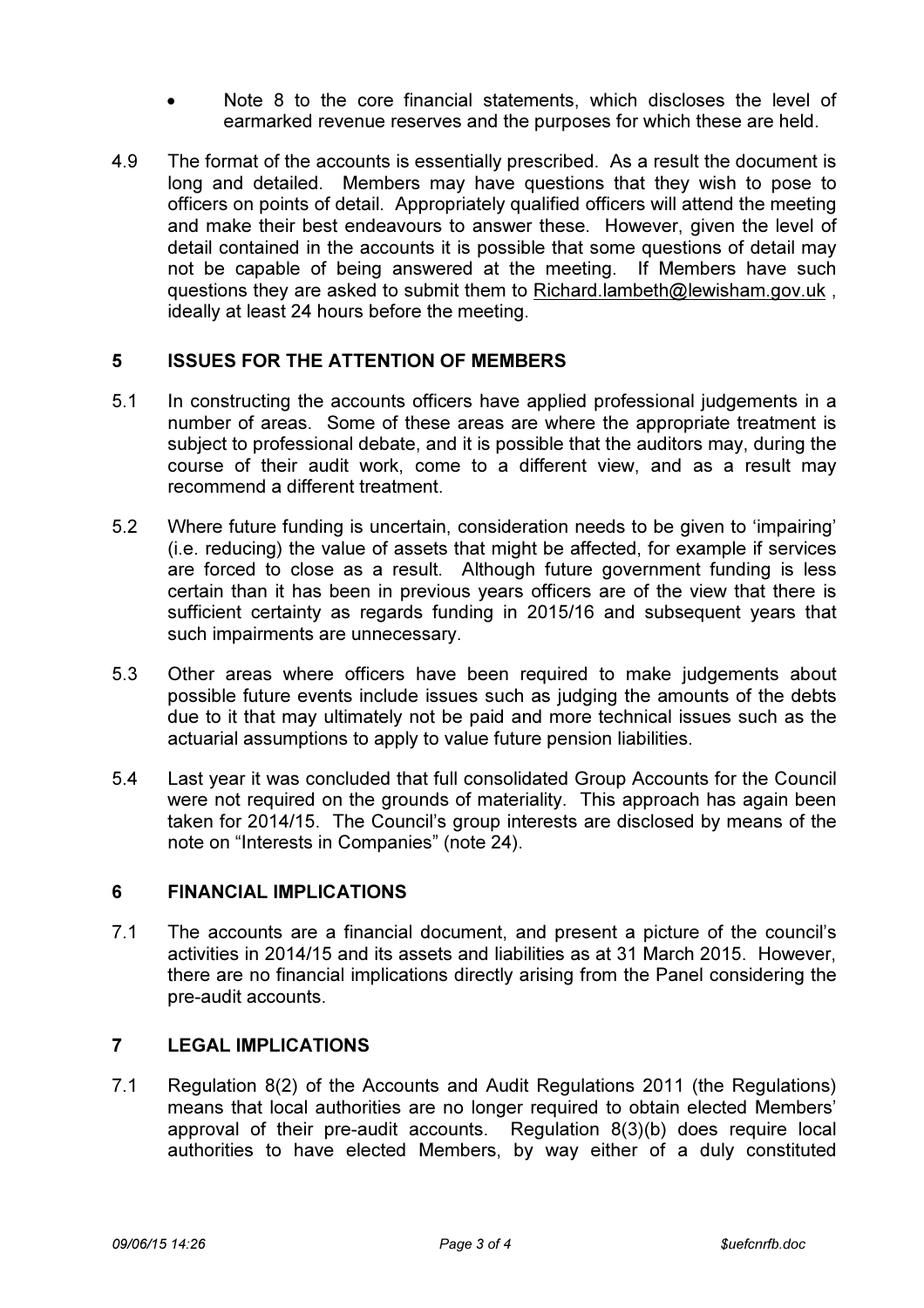- Note 8 to the core financial statements, which discloses the level of earmarked revenue reserves and the purposes for which these are held.

4.9 The format of the accounts is essentially prescribed. As a result the document is long and detailed. Members may have questions that they wish to pose to officers on points of detail. Appropriately qualified officers will attend the meeting and make their best endeavours to answer these. However, given the level of detail contained in the accounts it is possible that some questions of detail may not be capable of being answered at the meeting. If Members have such questions they are asked to submit them to Richard.lambeth@lewisham.gov.uk , ideally at least 24 hours before the meeting.

## 5 ISSUES FOR THE ATTENTION OF MEMBERS

5.1 In constructing the accounts officers have applied professional judgements in a number of areas. Some of these areas are where the appropriate treatment is subject to professional debate, and it is possible that the auditors may, during the course of their audit work, come to a different view, and as a result may recommend a different treatment.

5.2 Where future funding is uncertain, consideration needs to be given to 'impairing' (i.e. reducing) the value of assets that might be affected, for example if services are forced to close as a result. Although future government funding is less certain than it has been in previous years officers are of the view that there is sufficient certainty as regards funding in 2015/16 and subsequent years that such impairments are unnecessary.

5.3 Other areas where officers have been required to make judgements about possible future events include issues such as judging the amounts of the debts due to it that may ultimately not be paid and more technical issues such as the actuarial assumptions to apply to value future pension liabilities.

5.4 Last year it was concluded that full consolidated Group Accounts for the Council were not required on the grounds of materiality. This approach has again been taken for 2014/15. The Council's group interests are disclosed by means of the note on "Interests in Companies" (note 24).

## 6 FINANCIAL IMPLICATIONS

7.1 The accounts are a financial document, and present a picture of the council's activities in 2014/15 and its assets and liabilities as at 31 March 2015. However, there are no financial implications directly arising from the Panel considering the pre-audit accounts.

## 7 LEGAL IMPLICATIONS

7.1 Regulation 8(2) of the Accounts and Audit Regulations 2011 (the Regulations) means that local authorities are no longer required to obtain elected Members' approval of their pre-audit accounts. Regulation 8(3)(b) does require local authorities to have elected Members, by way either of a duly constituted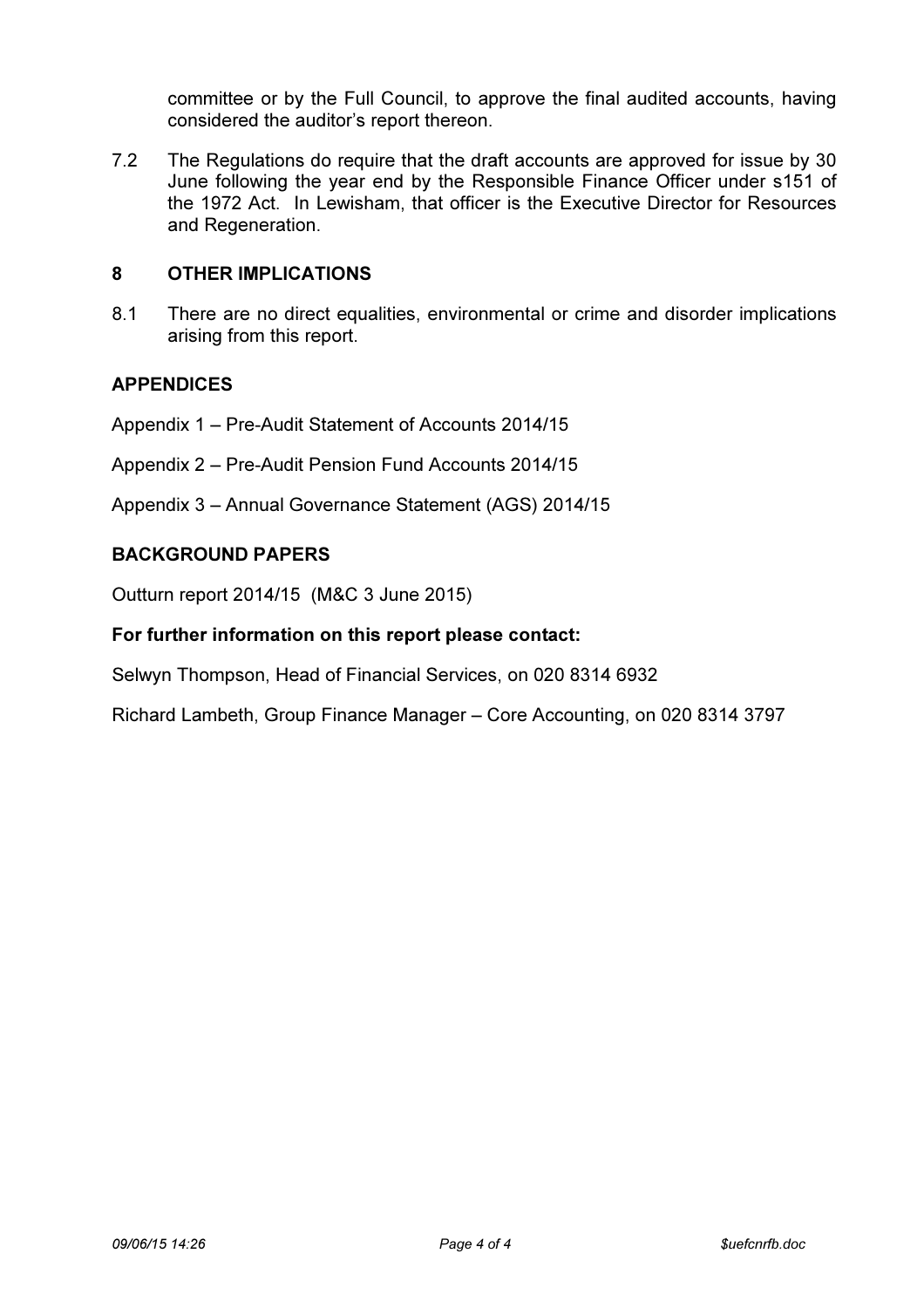committee or by the Full Council, to approve the final audited accounts, having considered the auditor's report thereon.

7.2 The Regulations do require that the draft accounts are approved for issue by 30 June following the year end by the Responsible Finance Officer under s151 of the 1972 Act. In Lewisham, that officer is the Executive Director for Resources and Regeneration.

## 8 OTHER IMPLICATIONS

8.1 There are no direct equalities, environmental or crime and disorder implications arising from this report.

## APPENDICES

Appendix 1 – Pre-Audit Statement of Accounts 2014/15

Appendix 2 – Pre-Audit Pension Fund Accounts 2014/15

Appendix 3 – Annual Governance Statement (AGS) 2014/15

## BACKGROUND PAPERS

Outturn report 2014/15 (M&C 3 June 2015)

**For further information on this report please contact:**

Selwyn Thompson, Head of Financial Services, on 020 8314 6932

Richard Lambeth, Group Finance Manager – Core Accounting, on 020 8314 3797